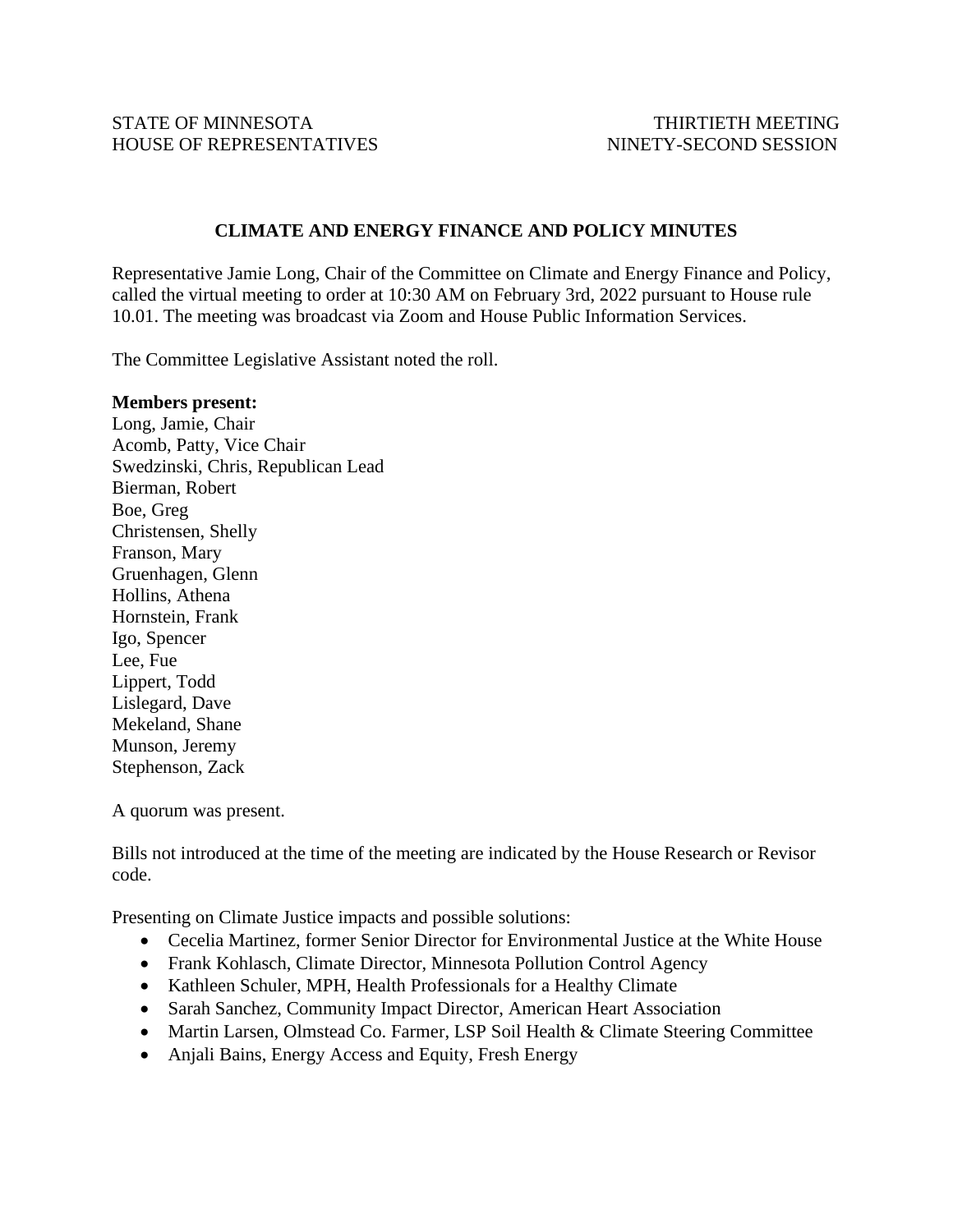STATE OF MINNESOTA THIRTIETH MEETING
HOUSE OF REPRESENTATIVES NINETY-SECOND SESSION

# CLIMATE AND ENERGY FINANCE AND POLICY MINUTES

Representative Jamie Long, Chair of the Committee on Climate and Energy Finance and Policy, called the virtual meeting to order at 10:30 AM on February 3rd, 2022 pursuant to House rule 10.01. The meeting was broadcast via Zoom and House Public Information Services.

The Committee Legislative Assistant noted the roll.

**Members present:**
Long, Jamie, Chair
Acomb, Patty, Vice Chair
Swedzinski, Chris, Republican Lead
Bierman, Robert
Boe, Greg
Christensen, Shelly
Franson, Mary
Gruenhagen, Glenn
Hollins, Athena
Hornstein, Frank
Igo, Spencer
Lee, Fue
Lippert, Todd
Lislegard, Dave
Mekeland, Shane
Munson, Jeremy
Stephenson, Zack

A quorum was present.

Bills not introduced at the time of the meeting are indicated by the House Research or Revisor code.

Presenting on Climate Justice impacts and possible solutions:

- Cecelia Martinez, former Senior Director for Environmental Justice at the White House
- Frank Kohlasch, Climate Director, Minnesota Pollution Control Agency
- Kathleen Schuler, MPH, Health Professionals for a Healthy Climate
- Sarah Sanchez, Community Impact Director, American Heart Association
- Martin Larsen, Olmstead Co. Farmer, LSP Soil Health & Climate Steering Committee
- Anjali Bains, Energy Access and Equity, Fresh Energy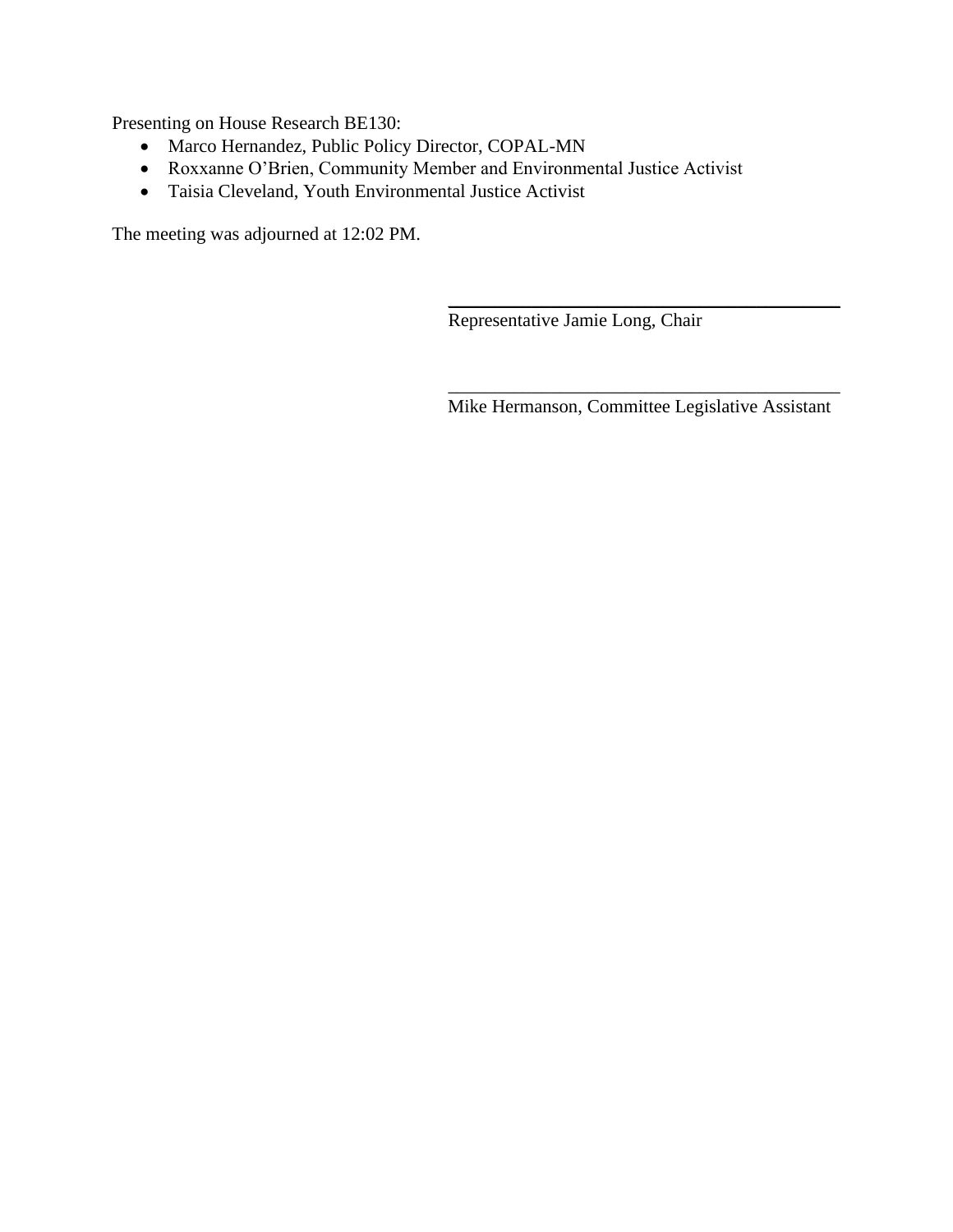Presenting on House Research BE130:

- Marco Hernandez, Public Policy Director, COPAL-MN
- Roxxanne O'Brien, Community Member and Environmental Justice Activist
- Taisia Cleveland, Youth Environmental Justice Activist

The meeting was adjourned at 12:02 PM.

\_\_\_\_\_\_\_\_\_\_\_\_\_\_\_\_\_\_\_\_\_\_\_\_\_\_\_\_\_\_\_\_\_\_\_\_\_\_\_\_\_\_\_
Representative Jamie Long, Chair

\_\_\_\_\_\_\_\_\_\_\_\_\_\_\_\_\_\_\_\_\_\_\_\_\_\_\_\_\_\_\_\_\_\_\_\_\_\_\_\_\_\_\_
Mike Hermanson, Committee Legislative Assistant